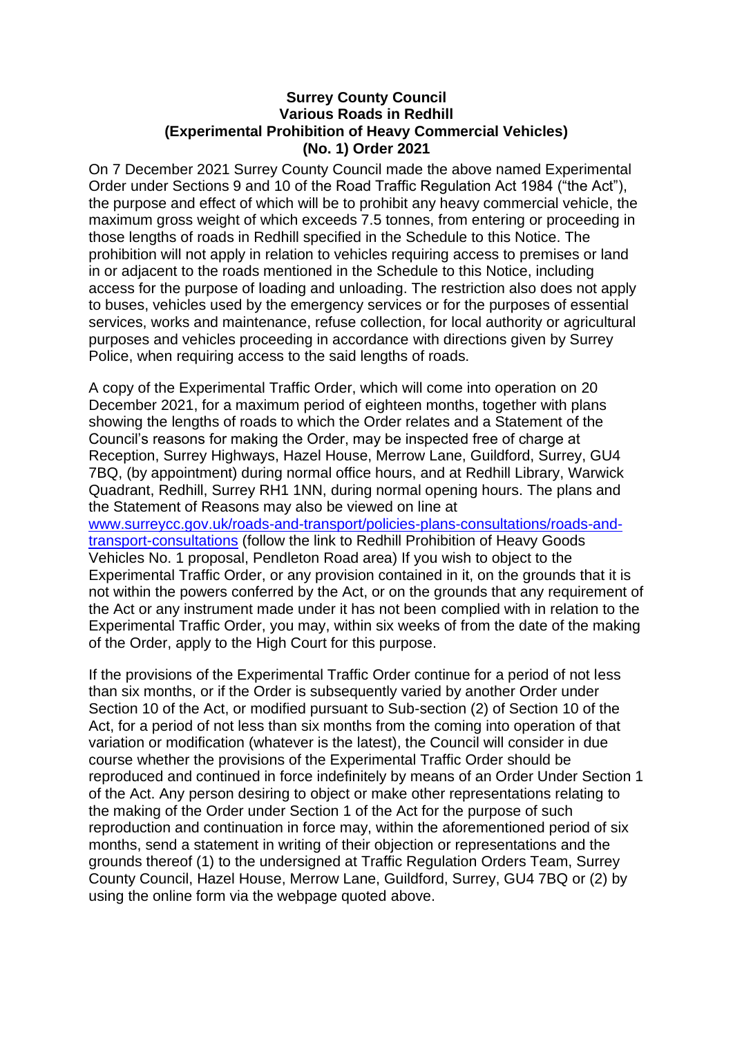# Surrey County Council
## Various Roads in Redhill
## (Experimental Prohibition of Heavy Commercial Vehicles)
## (No. 1) Order 2021

On 7 December 2021 Surrey County Council made the above named Experimental Order under Sections 9 and 10 of the Road Traffic Regulation Act 1984 ("the Act"), the purpose and effect of which will be to prohibit any heavy commercial vehicle, the maximum gross weight of which exceeds 7.5 tonnes, from entering or proceeding in those lengths of roads in Redhill specified in the Schedule to this Notice. The prohibition will not apply in relation to vehicles requiring access to premises or land in or adjacent to the roads mentioned in the Schedule to this Notice, including access for the purpose of loading and unloading. The restriction also does not apply to buses, vehicles used by the emergency services or for the purposes of essential services, works and maintenance, refuse collection, for local authority or agricultural purposes and vehicles proceeding in accordance with directions given by Surrey Police, when requiring access to the said lengths of roads.

A copy of the Experimental Traffic Order, which will come into operation on 20 December 2021, for a maximum period of eighteen months, together with plans showing the lengths of roads to which the Order relates and a Statement of the Council's reasons for making the Order, may be inspected free of charge at Reception, Surrey Highways, Hazel House, Merrow Lane, Guildford, Surrey, GU4 7BQ, (by appointment) during normal office hours, and at Redhill Library, Warwick Quadrant, Redhill, Surrey RH1 1NN, during normal opening hours. The plans and the Statement of Reasons may also be viewed on line at [www.surreycc.gov.uk/roads-and-transport/policies-plans-consultations/roads-and-transport-consultations](http://www.surreycc.gov.uk/roads-and-transport/policies-plans-consultations/roads-and-transport-consultations) (follow the link to Redhill Prohibition of Heavy Goods Vehicles No. 1 proposal, Pendleton Road area) If you wish to object to the Experimental Traffic Order, or any provision contained in it, on the grounds that it is not within the powers conferred by the Act, or on the grounds that any requirement of the Act or any instrument made under it has not been complied with in relation to the Experimental Traffic Order, you may, within six weeks of from the date of the making of the Order, apply to the High Court for this purpose.

If the provisions of the Experimental Traffic Order continue for a period of not less than six months, or if the Order is subsequently varied by another Order under Section 10 of the Act, or modified pursuant to Sub-section (2) of Section 10 of the Act, for a period of not less than six months from the coming into operation of that variation or modification (whatever is the latest), the Council will consider in due course whether the provisions of the Experimental Traffic Order should be reproduced and continued in force indefinitely by means of an Order Under Section 1 of the Act. Any person desiring to object or make other representations relating to the making of the Order under Section 1 of the Act for the purpose of such reproduction and continuation in force may, within the aforementioned period of six months, send a statement in writing of their objection or representations and the grounds thereof (1) to the undersigned at Traffic Regulation Orders Team, Surrey County Council, Hazel House, Merrow Lane, Guildford, Surrey, GU4 7BQ or (2) by using the online form via the webpage quoted above.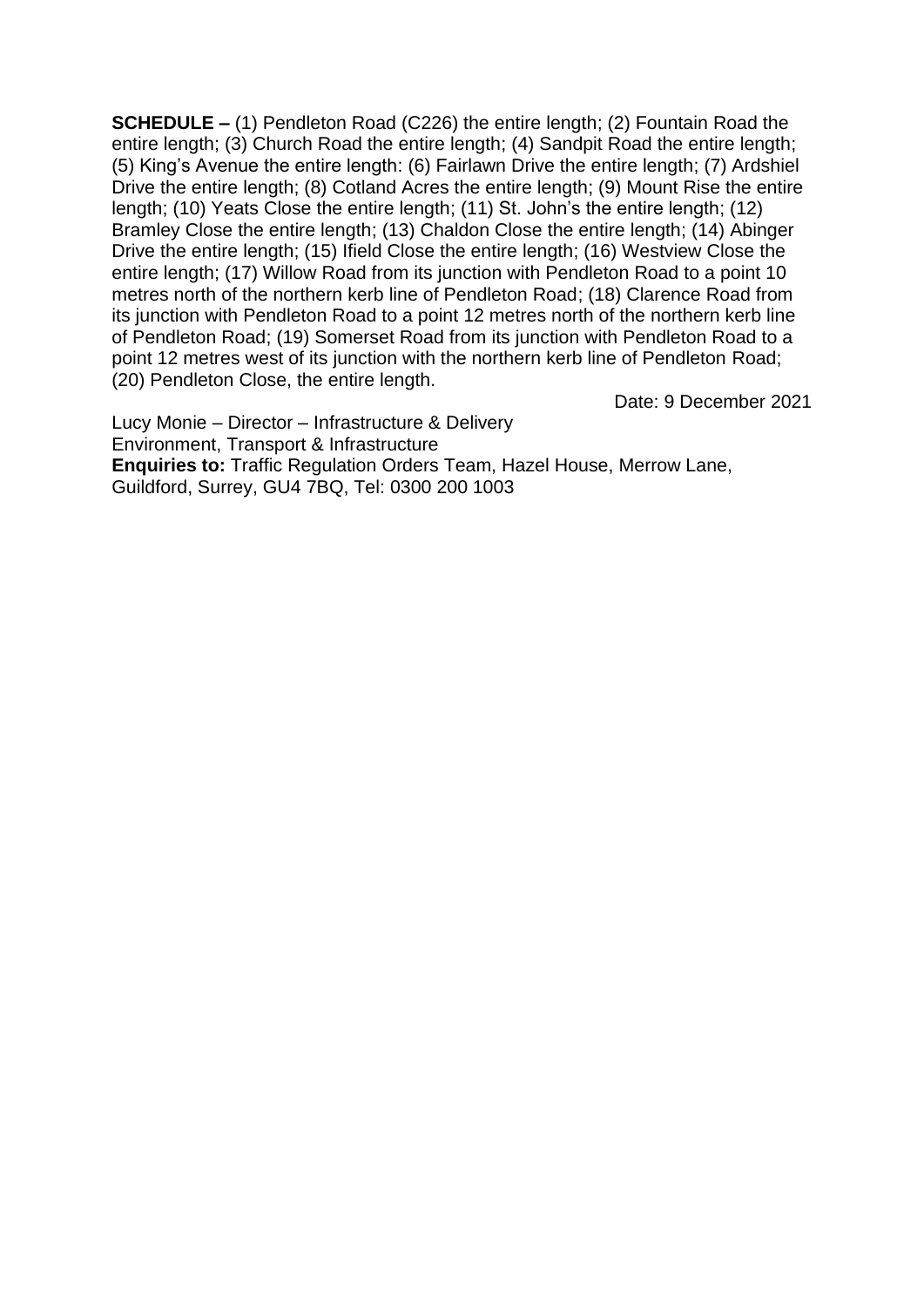**SCHEDULE –** (1) Pendleton Road (C226) the entire length; (2) Fountain Road the entire length; (3) Church Road the entire length; (4) Sandpit Road the entire length; (5) King's Avenue the entire length: (6) Fairlawn Drive the entire length; (7) Ardshiel Drive the entire length; (8) Cotland Acres the entire length; (9) Mount Rise the entire length; (10) Yeats Close the entire length; (11) St. John's the entire length; (12) Bramley Close the entire length; (13) Chaldon Close the entire length; (14) Abinger Drive the entire length; (15) Ifield Close the entire length; (16) Westview Close the entire length; (17) Willow Road from its junction with Pendleton Road to a point 10 metres north of the northern kerb line of Pendleton Road; (18) Clarence Road from its junction with Pendleton Road to a point 12 metres north of the northern kerb line of Pendleton Road; (19) Somerset Road from its junction with Pendleton Road to a point 12 metres west of its junction with the northern kerb line of Pendleton Road; (20) Pendleton Close, the entire length.

Date: 9 December 2021

Lucy Monie – Director – Infrastructure & Delivery
Environment, Transport & Infrastructure
**Enquiries to:** Traffic Regulation Orders Team, Hazel House, Merrow Lane, Guildford, Surrey, GU4 7BQ, Tel: 0300 200 1003